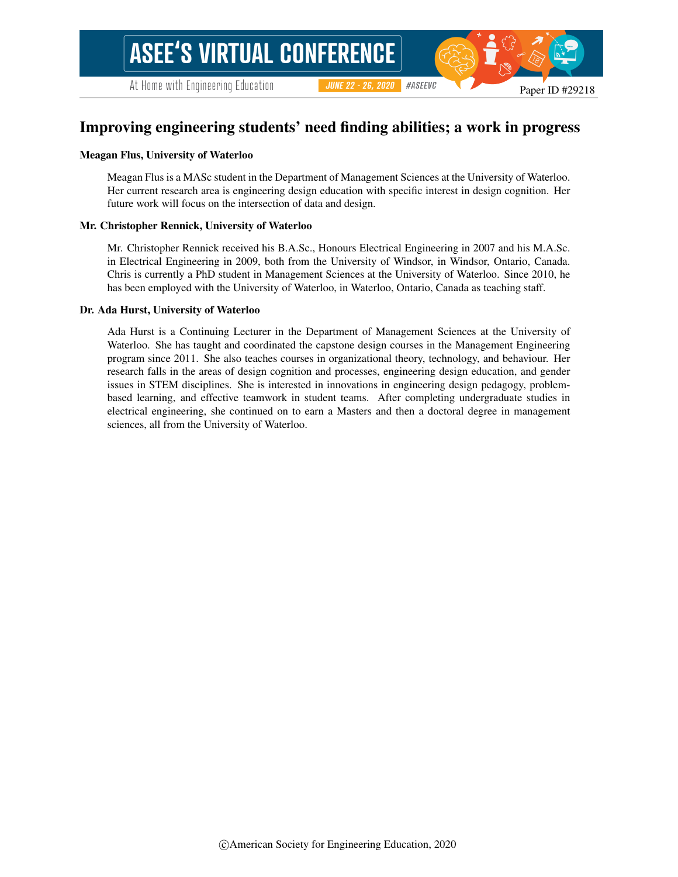Paper ID #29218

# Improving engineering students' need finding abilities; a work in progress

**Meagan Flus, University of Waterloo**

Meagan Flus is a MASc student in the Department of Management Sciences at the University of Waterloo. Her current research area is engineering design education with specific interest in design cognition. Her future work will focus on the intersection of data and design.

**Mr. Christopher Rennick, University of Waterloo**

Mr. Christopher Rennick received his B.A.Sc., Honours Electrical Engineering in 2007 and his M.A.Sc. in Electrical Engineering in 2009, both from the University of Windsor, in Windsor, Ontario, Canada. Chris is currently a PhD student in Management Sciences at the University of Waterloo. Since 2010, he has been employed with the University of Waterloo, in Waterloo, Ontario, Canada as teaching staff.

**Dr. Ada Hurst, University of Waterloo**

Ada Hurst is a Continuing Lecturer in the Department of Management Sciences at the University of Waterloo. She has taught and coordinated the capstone design courses in the Management Engineering program since 2011. She also teaches courses in organizational theory, technology, and behaviour. Her research falls in the areas of design cognition and processes, engineering design education, and gender issues in STEM disciplines. She is interested in innovations in engineering design pedagogy, problem-based learning, and effective teamwork in student teams. After completing undergraduate studies in electrical engineering, she continued on to earn a Masters and then a doctoral degree in management sciences, all from the University of Waterloo.

©American Society for Engineering Education, 2020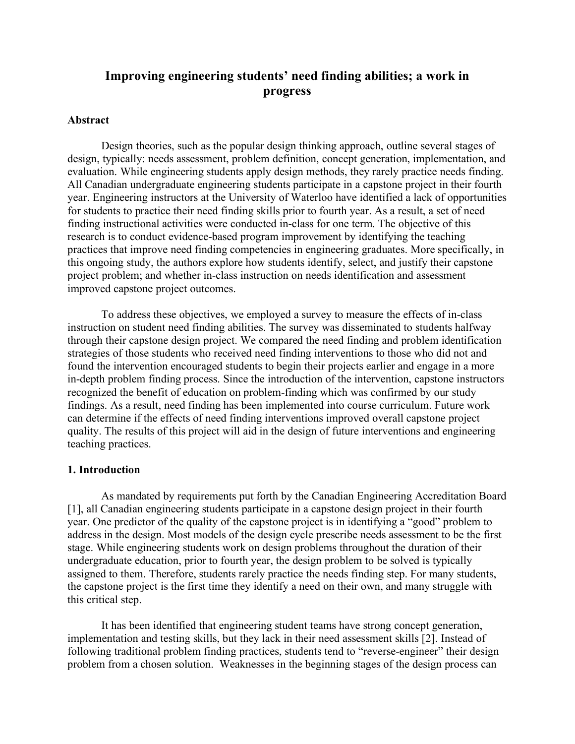# Improving engineering students' need finding abilities; a work in progress

## Abstract

Design theories, such as the popular design thinking approach, outline several stages of design, typically: needs assessment, problem definition, concept generation, implementation, and evaluation. While engineering students apply design methods, they rarely practice needs finding. All Canadian undergraduate engineering students participate in a capstone project in their fourth year. Engineering instructors at the University of Waterloo have identified a lack of opportunities for students to practice their need finding skills prior to fourth year. As a result, a set of need finding instructional activities were conducted in-class for one term. The objective of this research is to conduct evidence-based program improvement by identifying the teaching practices that improve need finding competencies in engineering graduates. More specifically, in this ongoing study, the authors explore how students identify, select, and justify their capstone project problem; and whether in-class instruction on needs identification and assessment improved capstone project outcomes.

To address these objectives, we employed a survey to measure the effects of in-class instruction on student need finding abilities. The survey was disseminated to students halfway through their capstone design project. We compared the need finding and problem identification strategies of those students who received need finding interventions to those who did not and found the intervention encouraged students to begin their projects earlier and engage in a more in-depth problem finding process. Since the introduction of the intervention, capstone instructors recognized the benefit of education on problem-finding which was confirmed by our study findings. As a result, need finding has been implemented into course curriculum. Future work can determine if the effects of need finding interventions improved overall capstone project quality. The results of this project will aid in the design of future interventions and engineering teaching practices.

## 1. Introduction

As mandated by requirements put forth by the Canadian Engineering Accreditation Board [1], all Canadian engineering students participate in a capstone design project in their fourth year. One predictor of the quality of the capstone project is in identifying a "good" problem to address in the design. Most models of the design cycle prescribe needs assessment to be the first stage. While engineering students work on design problems throughout the duration of their undergraduate education, prior to fourth year, the design problem to be solved is typically assigned to them. Therefore, students rarely practice the needs finding step. For many students, the capstone project is the first time they identify a need on their own, and many struggle with this critical step.

It has been identified that engineering student teams have strong concept generation, implementation and testing skills, but they lack in their need assessment skills [2]. Instead of following traditional problem finding practices, students tend to "reverse-engineer" their design problem from a chosen solution. Weaknesses in the beginning stages of the design process can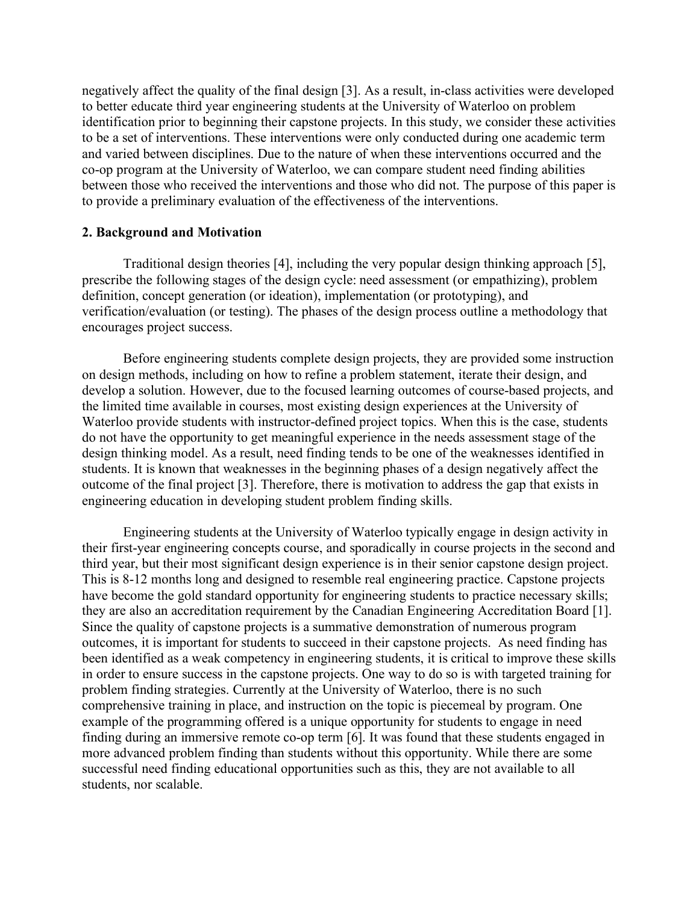negatively affect the quality of the final design [3]. As a result, in-class activities were developed to better educate third year engineering students at the University of Waterloo on problem identification prior to beginning their capstone projects. In this study, we consider these activities to be a set of interventions. These interventions were only conducted during one academic term and varied between disciplines. Due to the nature of when these interventions occurred and the co-op program at the University of Waterloo, we can compare student need finding abilities between those who received the interventions and those who did not. The purpose of this paper is to provide a preliminary evaluation of the effectiveness of the interventions.

## 2. Background and Motivation

Traditional design theories [4], including the very popular design thinking approach [5], prescribe the following stages of the design cycle: need assessment (or empathizing), problem definition, concept generation (or ideation), implementation (or prototyping), and verification/evaluation (or testing). The phases of the design process outline a methodology that encourages project success.

Before engineering students complete design projects, they are provided some instruction on design methods, including on how to refine a problem statement, iterate their design, and develop a solution. However, due to the focused learning outcomes of course-based projects, and the limited time available in courses, most existing design experiences at the University of Waterloo provide students with instructor-defined project topics. When this is the case, students do not have the opportunity to get meaningful experience in the needs assessment stage of the design thinking model. As a result, need finding tends to be one of the weaknesses identified in students. It is known that weaknesses in the beginning phases of a design negatively affect the outcome of the final project [3]. Therefore, there is motivation to address the gap that exists in engineering education in developing student problem finding skills.

Engineering students at the University of Waterloo typically engage in design activity in their first-year engineering concepts course, and sporadically in course projects in the second and third year, but their most significant design experience is in their senior capstone design project. This is 8-12 months long and designed to resemble real engineering practice. Capstone projects have become the gold standard opportunity for engineering students to practice necessary skills; they are also an accreditation requirement by the Canadian Engineering Accreditation Board [1]. Since the quality of capstone projects is a summative demonstration of numerous program outcomes, it is important for students to succeed in their capstone projects. As need finding has been identified as a weak competency in engineering students, it is critical to improve these skills in order to ensure success in the capstone projects. One way to do so is with targeted training for problem finding strategies. Currently at the University of Waterloo, there is no such comprehensive training in place, and instruction on the topic is piecemeal by program. One example of the programming offered is a unique opportunity for students to engage in need finding during an immersive remote co-op term [6]. It was found that these students engaged in more advanced problem finding than students without this opportunity. While there are some successful need finding educational opportunities such as this, they are not available to all students, nor scalable.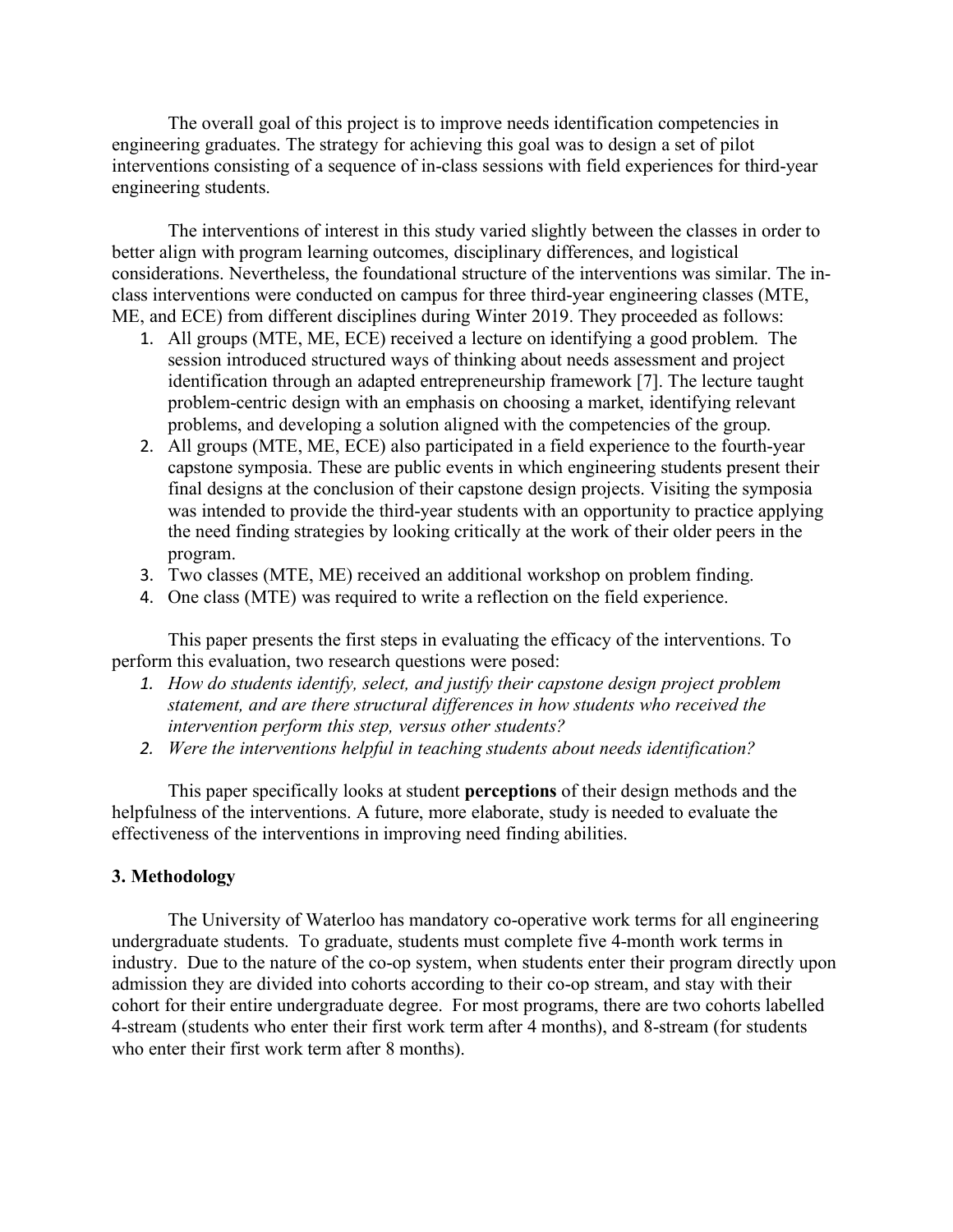The overall goal of this project is to improve needs identification competencies in engineering graduates. The strategy for achieving this goal was to design a set of pilot interventions consisting of a sequence of in-class sessions with field experiences for third-year engineering students.

The interventions of interest in this study varied slightly between the classes in order to better align with program learning outcomes, disciplinary differences, and logistical considerations. Nevertheless, the foundational structure of the interventions was similar. The in-class interventions were conducted on campus for three third-year engineering classes (MTE, ME, and ECE) from different disciplines during Winter 2019. They proceeded as follows:

1. All groups (MTE, ME, ECE) received a lecture on identifying a good problem. The session introduced structured ways of thinking about needs assessment and project identification through an adapted entrepreneurship framework [7]. The lecture taught problem-centric design with an emphasis on choosing a market, identifying relevant problems, and developing a solution aligned with the competencies of the group.
2. All groups (MTE, ME, ECE) also participated in a field experience to the fourth-year capstone symposia. These are public events in which engineering students present their final designs at the conclusion of their capstone design projects. Visiting the symposia was intended to provide the third-year students with an opportunity to practice applying the need finding strategies by looking critically at the work of their older peers in the program.
3. Two classes (MTE, ME) received an additional workshop on problem finding.
4. One class (MTE) was required to write a reflection on the field experience.

This paper presents the first steps in evaluating the efficacy of the interventions. To perform this evaluation, two research questions were posed:

1. *How do students identify, select, and justify their capstone design project problem statement, and are there structural differences in how students who received the intervention perform this step, versus other students?*
2. *Were the interventions helpful in teaching students about needs identification?*

This paper specifically looks at student **perceptions** of their design methods and the helpfulness of the interventions. A future, more elaborate, study is needed to evaluate the effectiveness of the interventions in improving need finding abilities.

## 3. Methodology

The University of Waterloo has mandatory co-operative work terms for all engineering undergraduate students. To graduate, students must complete five 4-month work terms in industry. Due to the nature of the co-op system, when students enter their program directly upon admission they are divided into cohorts according to their co-op stream, and stay with their cohort for their entire undergraduate degree. For most programs, there are two cohorts labelled 4-stream (students who enter their first work term after 4 months), and 8-stream (for students who enter their first work term after 8 months).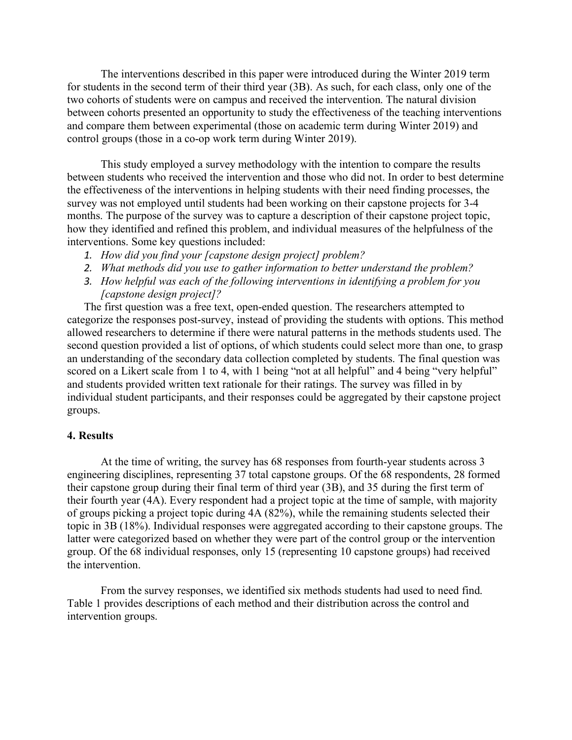The interventions described in this paper were introduced during the Winter 2019 term for students in the second term of their third year (3B). As such, for each class, only one of the two cohorts of students were on campus and received the intervention. The natural division between cohorts presented an opportunity to study the effectiveness of the teaching interventions and compare them between experimental (those on academic term during Winter 2019) and control groups (those in a co-op work term during Winter 2019).

This study employed a survey methodology with the intention to compare the results between students who received the intervention and those who did not. In order to best determine the effectiveness of the interventions in helping students with their need finding processes, the survey was not employed until students had been working on their capstone projects for 3-4 months. The purpose of the survey was to capture a description of their capstone project topic, how they identified and refined this problem, and individual measures of the helpfulness of the interventions. Some key questions included:

1. *How did you find your [capstone design project] problem?*
2. *What methods did you use to gather information to better understand the problem?*
3. *How helpful was each of the following interventions in identifying a problem for you [capstone design project]?*

The first question was a free text, open-ended question. The researchers attempted to categorize the responses post-survey, instead of providing the students with options. This method allowed researchers to determine if there were natural patterns in the methods students used. The second question provided a list of options, of which students could select more than one, to grasp an understanding of the secondary data collection completed by students. The final question was scored on a Likert scale from 1 to 4, with 1 being "not at all helpful" and 4 being "very helpful" and students provided written text rationale for their ratings. The survey was filled in by individual student participants, and their responses could be aggregated by their capstone project groups.

## 4. Results

At the time of writing, the survey has 68 responses from fourth-year students across 3 engineering disciplines, representing 37 total capstone groups. Of the 68 respondents, 28 formed their capstone group during their final term of third year (3B), and 35 during the first term of their fourth year (4A). Every respondent had a project topic at the time of sample, with majority of groups picking a project topic during 4A (82%), while the remaining students selected their topic in 3B (18%). Individual responses were aggregated according to their capstone groups. The latter were categorized based on whether they were part of the control group or the intervention group. Of the 68 individual responses, only 15 (representing 10 capstone groups) had received the intervention.

From the survey responses, we identified six methods students had used to need find. Table 1 provides descriptions of each method and their distribution across the control and intervention groups.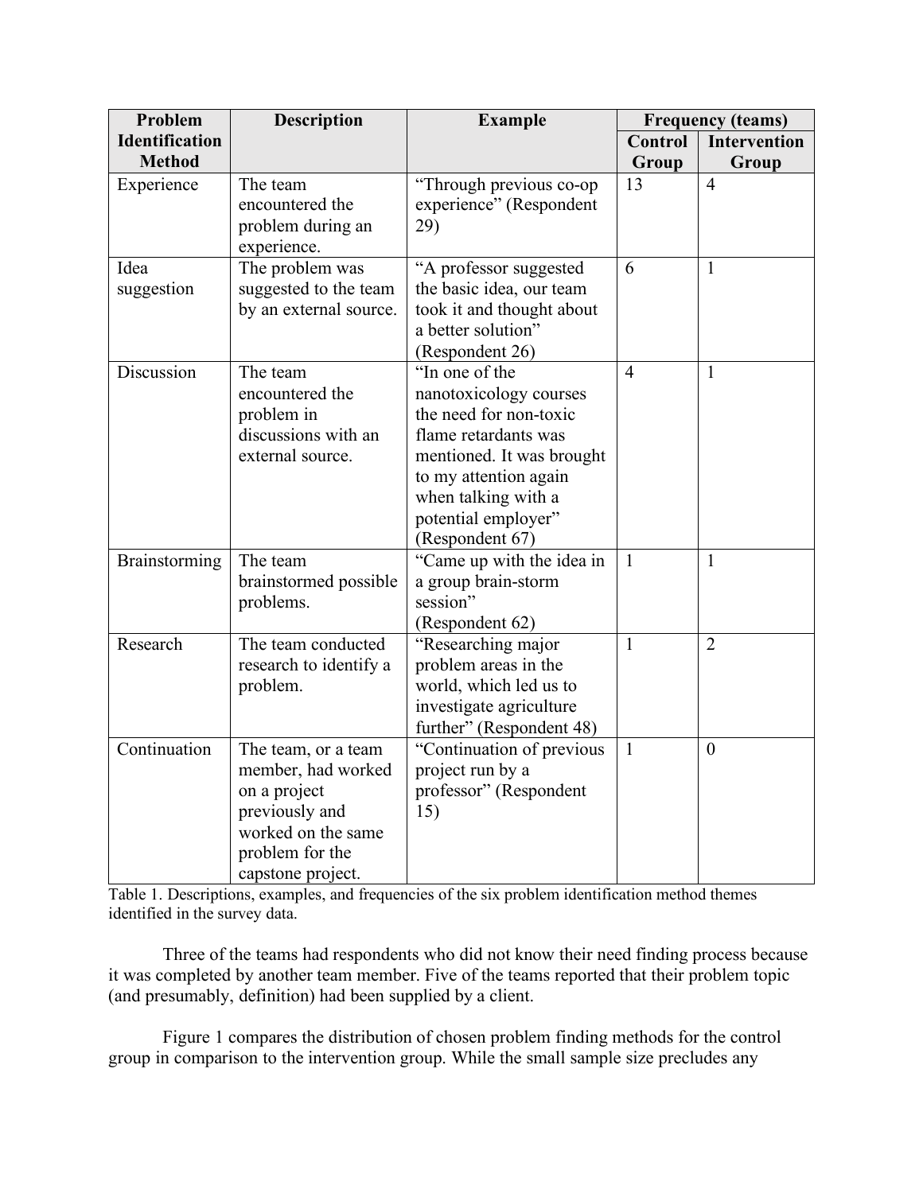| Problem Identification Method | Description | Example | Frequency (teams) | |
|---|---|---|---|---|
| | | | Control Group | Intervention Group |
| Experience | The team encountered the problem during an experience. | "Through previous co-op experience" (Respondent 29) | 13 | 4 |
| Idea suggestion | The problem was suggested to the team by an external source. | "A professor suggested the basic idea, our team took it and thought about a better solution" (Respondent 26) | 6 | 1 |
| Discussion | The team encountered the problem in discussions with an external source. | "In one of the nanotoxicology courses the need for non-toxic flame retardants was mentioned. It was brought to my attention again when talking with a potential employer" (Respondent 67) | 4 | 1 |
| Brainstorming | The team brainstormed possible problems. | "Came up with the idea in a group brain-storm session" (Respondent 62) | 1 | 1 |
| Research | The team conducted research to identify a problem. | "Researching major problem areas in the world, which led us to investigate agriculture further" (Respondent 48) | 1 | 2 |
| Continuation | The team, or a team member, had worked on a project previously and worked on the same problem for the capstone project. | "Continuation of previous project run by a professor" (Respondent 15) | 1 | 0 |

Table 1. Descriptions, examples, and frequencies of the six problem identification method themes identified in the survey data.

Three of the teams had respondents who did not know their need finding process because it was completed by another team member. Five of the teams reported that their problem topic (and presumably, definition) had been supplied by a client.

Figure 1 compares the distribution of chosen problem finding methods for the control group in comparison to the intervention group. While the small sample size precludes any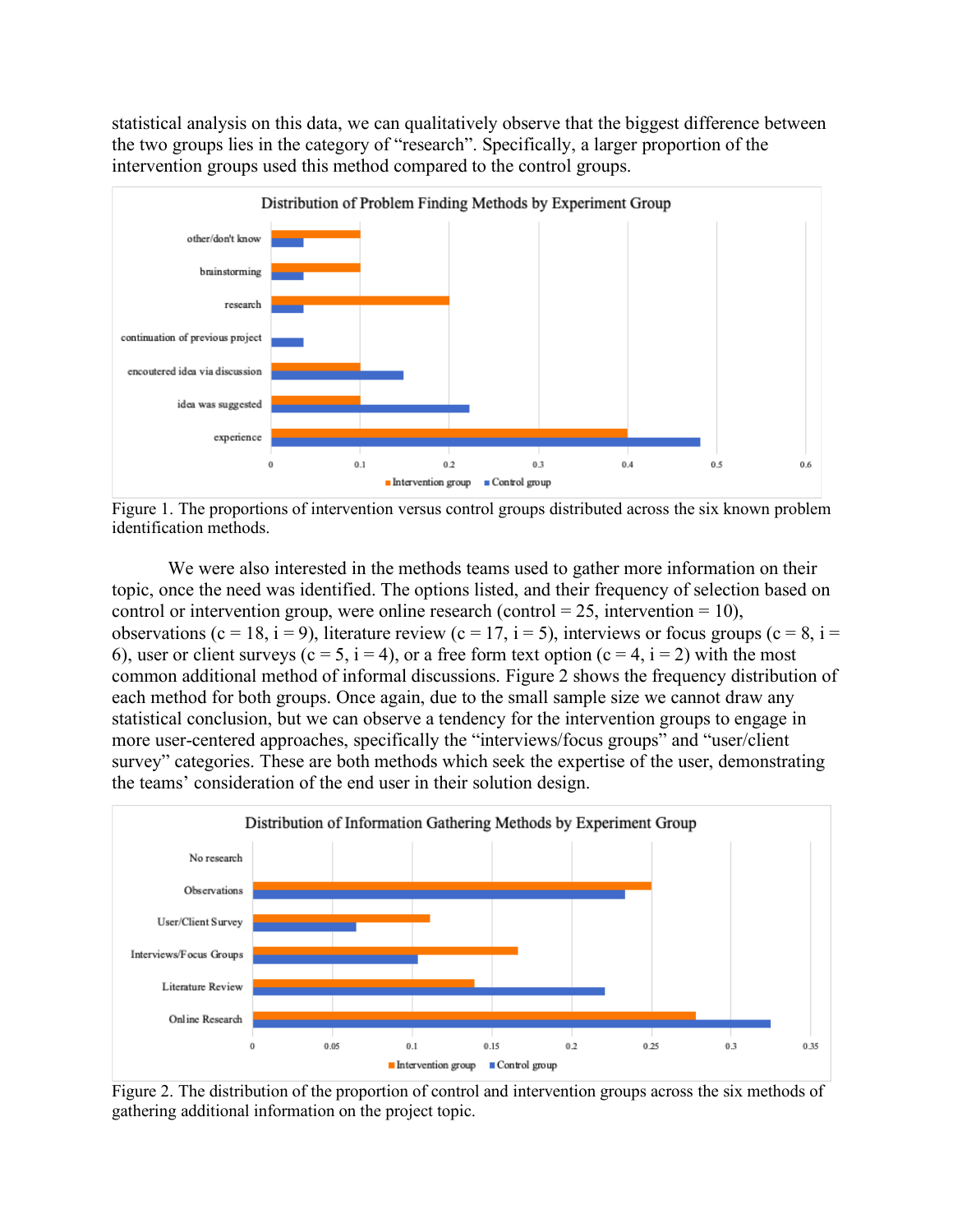statistical analysis on this data, we can qualitatively observe that the biggest difference between the two groups lies in the category of “research”. Specifically, a larger proportion of the intervention groups used this method compared to the control groups.

Figure 1. The proportions of intervention versus control groups distributed across the six known problem identification methods.

We were also interested in the methods teams used to gather more information on their topic, once the need was identified. The options listed, and their frequency of selection based on control or intervention group, were online research (control = 25, intervention = 10), observations (c = 18, i = 9), literature review (c = 17, i = 5), interviews or focus groups (c = 8, i = 6), user or client surveys (c = 5, i = 4), or a free form text option (c = 4, i = 2) with the most common additional method of informal discussions. Figure 2 shows the frequency distribution of each method for both groups. Once again, due to the small sample size we cannot draw any statistical conclusion, but we can observe a tendency for the intervention groups to engage in more user-centered approaches, specifically the “interviews/focus groups” and “user/client survey” categories. These are both methods which seek the expertise of the user, demonstrating the teams’ consideration of the end user in their solution design.

Figure 2. The distribution of the proportion of control and intervention groups across the six methods of gathering additional information on the project topic.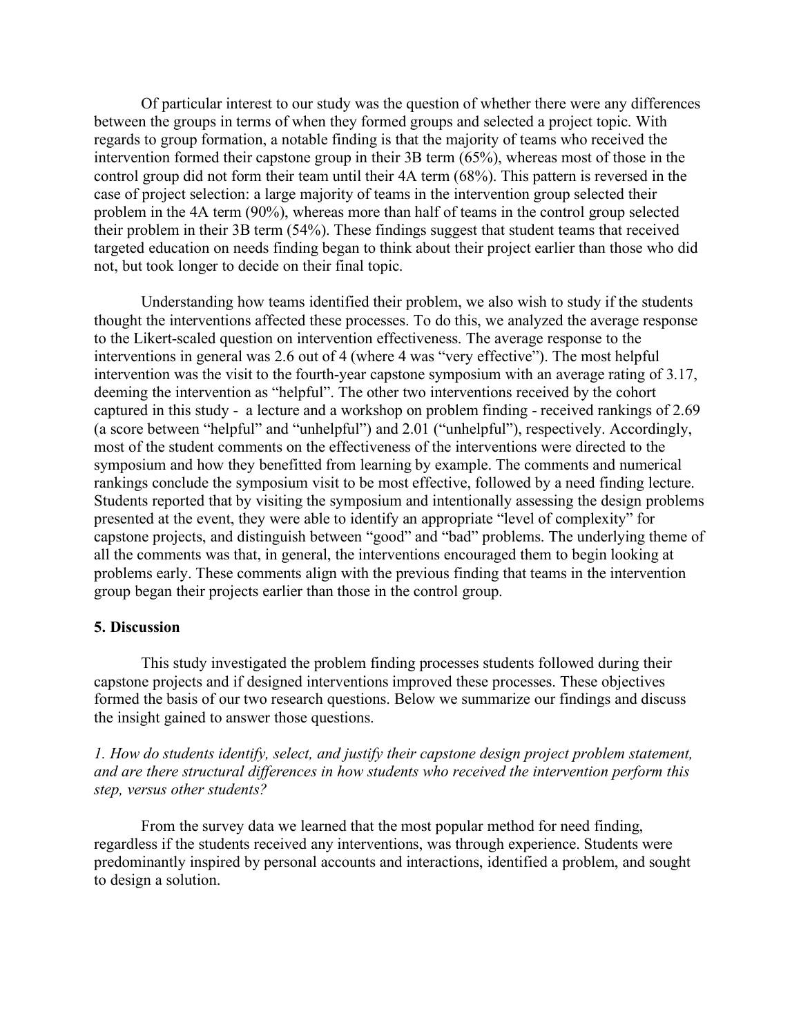Of particular interest to our study was the question of whether there were any differences between the groups in terms of when they formed groups and selected a project topic. With regards to group formation, a notable finding is that the majority of teams who received the intervention formed their capstone group in their 3B term (65%), whereas most of those in the control group did not form their team until their 4A term (68%). This pattern is reversed in the case of project selection: a large majority of teams in the intervention group selected their problem in the 4A term (90%), whereas more than half of teams in the control group selected their problem in their 3B term (54%). These findings suggest that student teams that received targeted education on needs finding began to think about their project earlier than those who did not, but took longer to decide on their final topic.

Understanding how teams identified their problem, we also wish to study if the students thought the interventions affected these processes. To do this, we analyzed the average response to the Likert-scaled question on intervention effectiveness. The average response to the interventions in general was 2.6 out of 4 (where 4 was "very effective"). The most helpful intervention was the visit to the fourth-year capstone symposium with an average rating of 3.17, deeming the intervention as "helpful". The other two interventions received by the cohort captured in this study - a lecture and a workshop on problem finding - received rankings of 2.69 (a score between "helpful" and "unhelpful") and 2.01 ("unhelpful"), respectively. Accordingly, most of the student comments on the effectiveness of the interventions were directed to the symposium and how they benefitted from learning by example. The comments and numerical rankings conclude the symposium visit to be most effective, followed by a need finding lecture. Students reported that by visiting the symposium and intentionally assessing the design problems presented at the event, they were able to identify an appropriate "level of complexity" for capstone projects, and distinguish between "good" and "bad" problems. The underlying theme of all the comments was that, in general, the interventions encouraged them to begin looking at problems early. These comments align with the previous finding that teams in the intervention group began their projects earlier than those in the control group.

## 5. Discussion

This study investigated the problem finding processes students followed during their capstone projects and if designed interventions improved these processes. These objectives formed the basis of our two research questions. Below we summarize our findings and discuss the insight gained to answer those questions.

*1. How do students identify, select, and justify their capstone design project problem statement, and are there structural differences in how students who received the intervention perform this step, versus other students?*

From the survey data we learned that the most popular method for need finding, regardless if the students received any interventions, was through experience. Students were predominantly inspired by personal accounts and interactions, identified a problem, and sought to design a solution.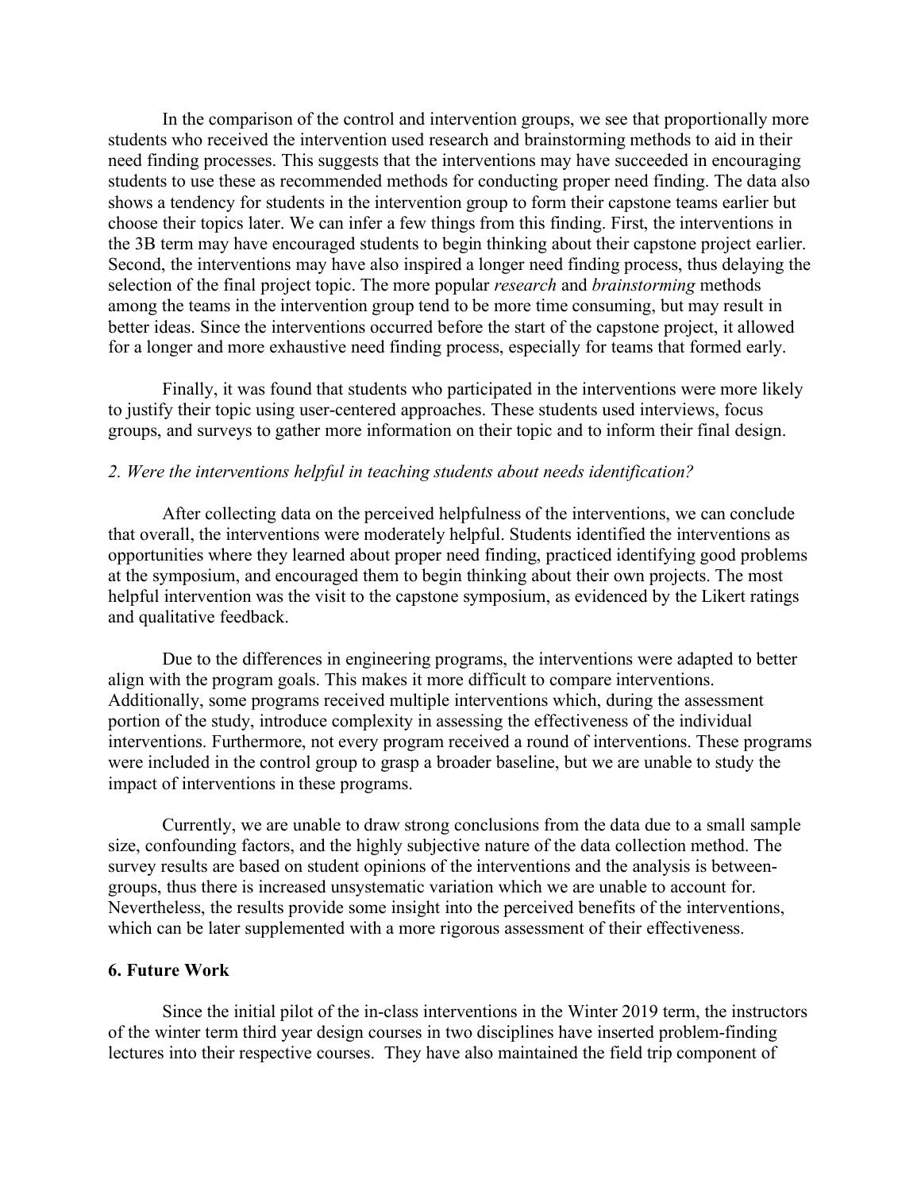In the comparison of the control and intervention groups, we see that proportionally more students who received the intervention used research and brainstorming methods to aid in their need finding processes. This suggests that the interventions may have succeeded in encouraging students to use these as recommended methods for conducting proper need finding. The data also shows a tendency for students in the intervention group to form their capstone teams earlier but choose their topics later. We can infer a few things from this finding. First, the interventions in the 3B term may have encouraged students to begin thinking about their capstone project earlier. Second, the interventions may have also inspired a longer need finding process, thus delaying the selection of the final project topic. The more popular *research* and *brainstorming* methods among the teams in the intervention group tend to be more time consuming, but may result in better ideas. Since the interventions occurred before the start of the capstone project, it allowed for a longer and more exhaustive need finding process, especially for teams that formed early.

Finally, it was found that students who participated in the interventions were more likely to justify their topic using user-centered approaches. These students used interviews, focus groups, and surveys to gather more information on their topic and to inform their final design.

*2. Were the interventions helpful in teaching students about needs identification?*

After collecting data on the perceived helpfulness of the interventions, we can conclude that overall, the interventions were moderately helpful. Students identified the interventions as opportunities where they learned about proper need finding, practiced identifying good problems at the symposium, and encouraged them to begin thinking about their own projects. The most helpful intervention was the visit to the capstone symposium, as evidenced by the Likert ratings and qualitative feedback.

Due to the differences in engineering programs, the interventions were adapted to better align with the program goals. This makes it more difficult to compare interventions. Additionally, some programs received multiple interventions which, during the assessment portion of the study, introduce complexity in assessing the effectiveness of the individual interventions. Furthermore, not every program received a round of interventions. These programs were included in the control group to grasp a broader baseline, but we are unable to study the impact of interventions in these programs.

Currently, we are unable to draw strong conclusions from the data due to a small sample size, confounding factors, and the highly subjective nature of the data collection method. The survey results are based on student opinions of the interventions and the analysis is between-groups, thus there is increased unsystematic variation which we are unable to account for. Nevertheless, the results provide some insight into the perceived benefits of the interventions, which can be later supplemented with a more rigorous assessment of their effectiveness.

## 6. Future Work

Since the initial pilot of the in-class interventions in the Winter 2019 term, the instructors of the winter term third year design courses in two disciplines have inserted problem-finding lectures into their respective courses. They have also maintained the field trip component of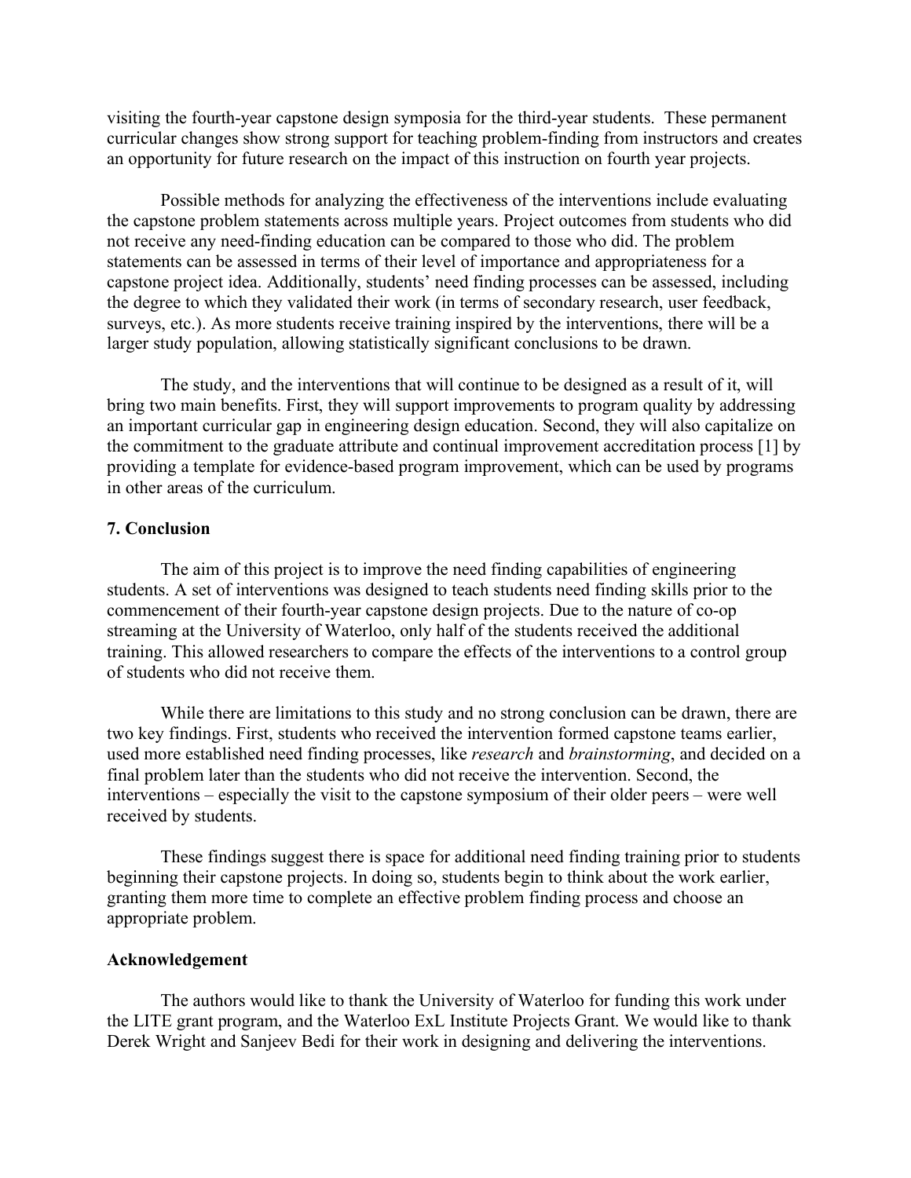visiting the fourth-year capstone design symposia for the third-year students. These permanent curricular changes show strong support for teaching problem-finding from instructors and creates an opportunity for future research on the impact of this instruction on fourth year projects.

Possible methods for analyzing the effectiveness of the interventions include evaluating the capstone problem statements across multiple years. Project outcomes from students who did not receive any need-finding education can be compared to those who did. The problem statements can be assessed in terms of their level of importance and appropriateness for a capstone project idea. Additionally, students' need finding processes can be assessed, including the degree to which they validated their work (in terms of secondary research, user feedback, surveys, etc.). As more students receive training inspired by the interventions, there will be a larger study population, allowing statistically significant conclusions to be drawn.

The study, and the interventions that will continue to be designed as a result of it, will bring two main benefits. First, they will support improvements to program quality by addressing an important curricular gap in engineering design education. Second, they will also capitalize on the commitment to the graduate attribute and continual improvement accreditation process [1] by providing a template for evidence-based program improvement, which can be used by programs in other areas of the curriculum.

## 7. Conclusion

The aim of this project is to improve the need finding capabilities of engineering students. A set of interventions was designed to teach students need finding skills prior to the commencement of their fourth-year capstone design projects. Due to the nature of co-op streaming at the University of Waterloo, only half of the students received the additional training. This allowed researchers to compare the effects of the interventions to a control group of students who did not receive them.

While there are limitations to this study and no strong conclusion can be drawn, there are two key findings. First, students who received the intervention formed capstone teams earlier, used more established need finding processes, like *research* and *brainstorming*, and decided on a final problem later than the students who did not receive the intervention. Second, the interventions – especially the visit to the capstone symposium of their older peers – were well received by students.

These findings suggest there is space for additional need finding training prior to students beginning their capstone projects. In doing so, students begin to think about the work earlier, granting them more time to complete an effective problem finding process and choose an appropriate problem.

## Acknowledgement

The authors would like to thank the University of Waterloo for funding this work under the LITE grant program, and the Waterloo ExL Institute Projects Grant. We would like to thank Derek Wright and Sanjeev Bedi for their work in designing and delivering the interventions.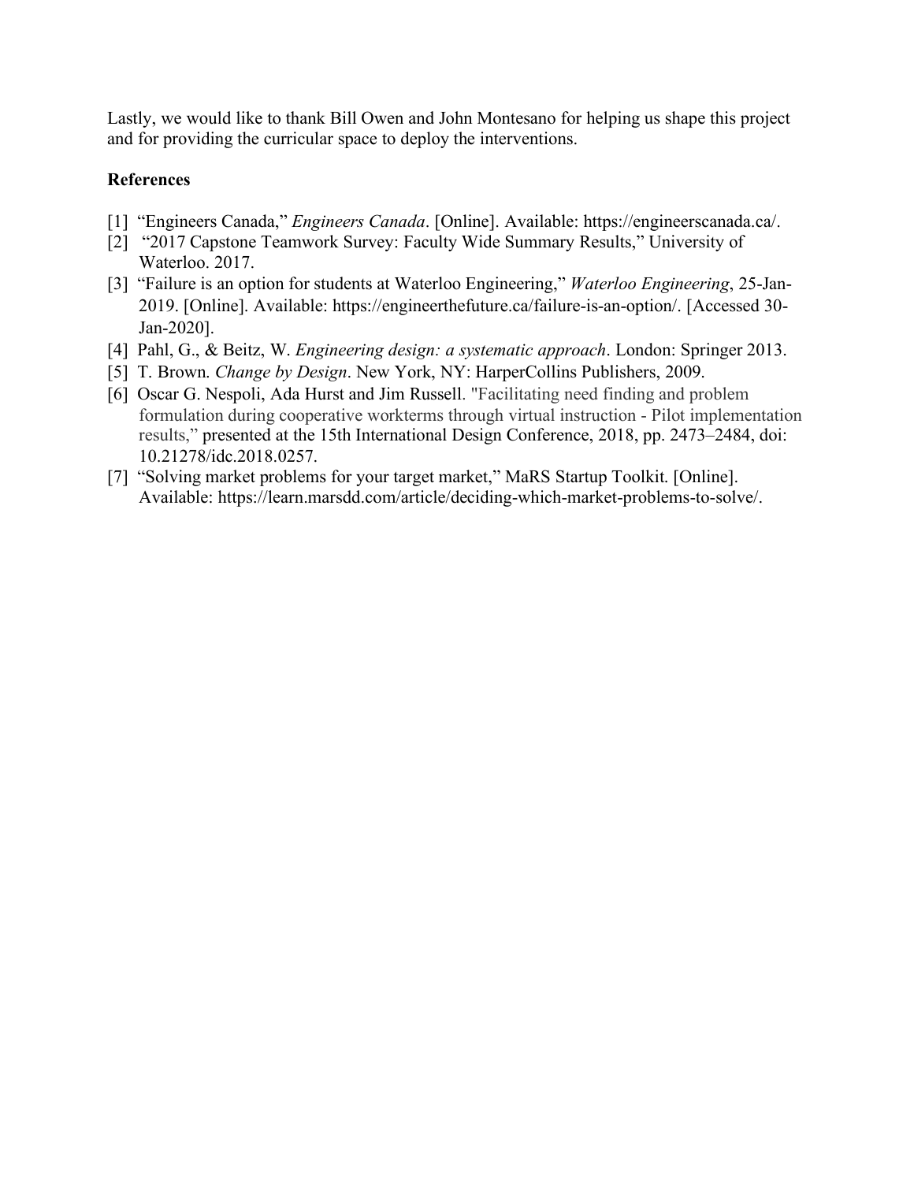Lastly, we would like to thank Bill Owen and John Montesano for helping us shape this project and for providing the curricular space to deploy the interventions.

## References

[1] "Engineers Canada," *Engineers Canada*. [Online]. Available: https://engineerscanada.ca/.

[2] "2017 Capstone Teamwork Survey: Faculty Wide Summary Results," University of Waterloo. 2017.

[3] "Failure is an option for students at Waterloo Engineering," *Waterloo Engineering*, 25-Jan-2019. [Online]. Available: https://engineerthefuture.ca/failure-is-an-option/. [Accessed 30-Jan-2020].

[4] Pahl, G., & Beitz, W. *Engineering design: a systematic approach*. London: Springer 2013.

[5] T. Brown. *Change by Design*. New York, NY: HarperCollins Publishers, 2009.

[6] Oscar G. Nespoli, Ada Hurst and Jim Russell. "Facilitating need finding and problem formulation during cooperative workterms through virtual instruction - Pilot implementation results," presented at the 15th International Design Conference, 2018, pp. 2473–2484, doi: 10.21278/idc.2018.0257.

[7] "Solving market problems for your target market," MaRS Startup Toolkit. [Online]. Available: https://learn.marsdd.com/article/deciding-which-market-problems-to-solve/.